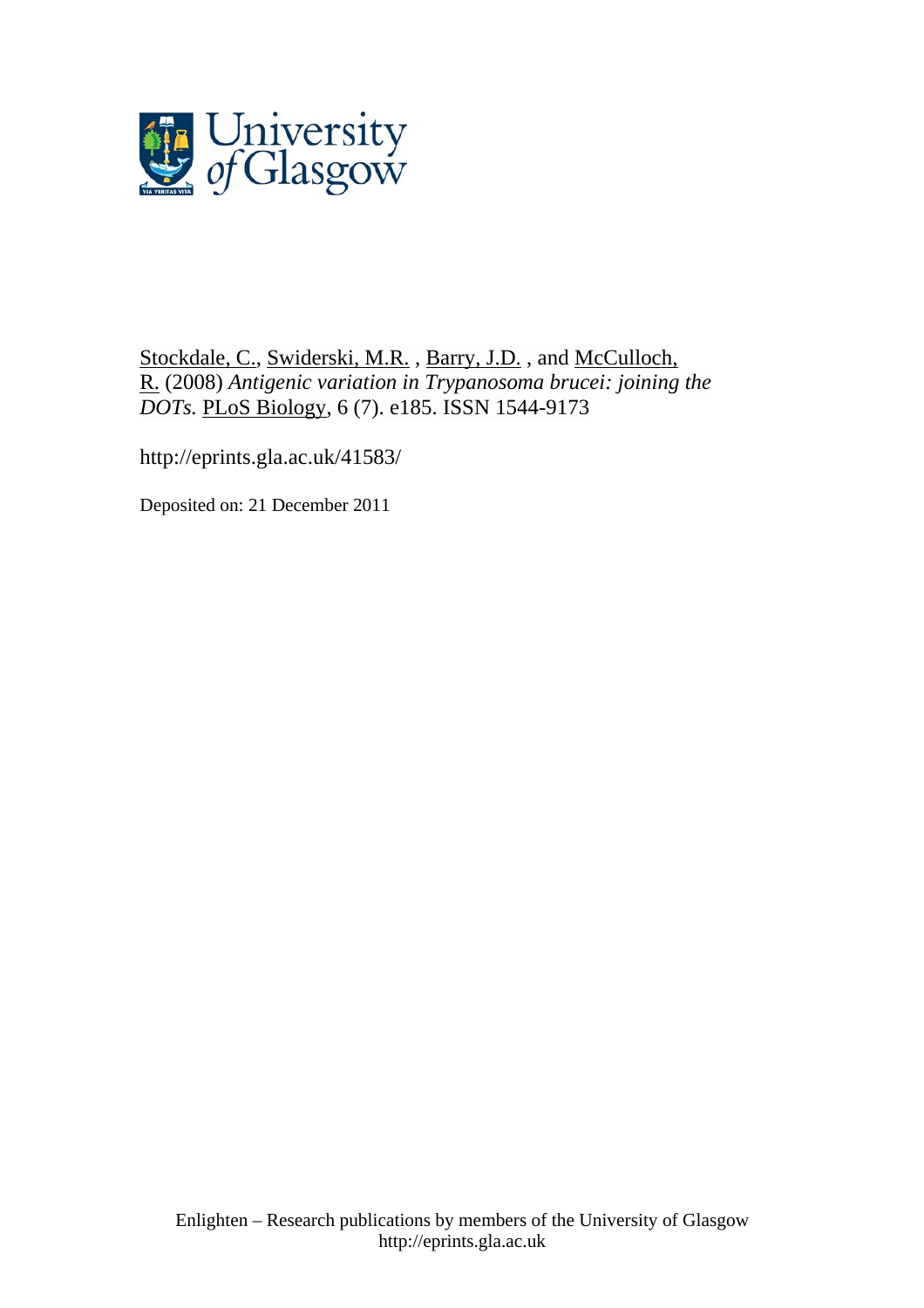Stockdale, C., Swiderski, M.R. , Barry, J.D. , and McCulloch, R. (2008) *Antigenic variation in Trypanosoma brucei: joining the DOTs.* PLoS Biology, 6 (7). e185. ISSN 1544-9173

http://eprints.gla.ac.uk/41583/

Deposited on: 21 December 2011

Enlighten – Research publications by members of the University of Glasgow
http://eprints.gla.ac.uk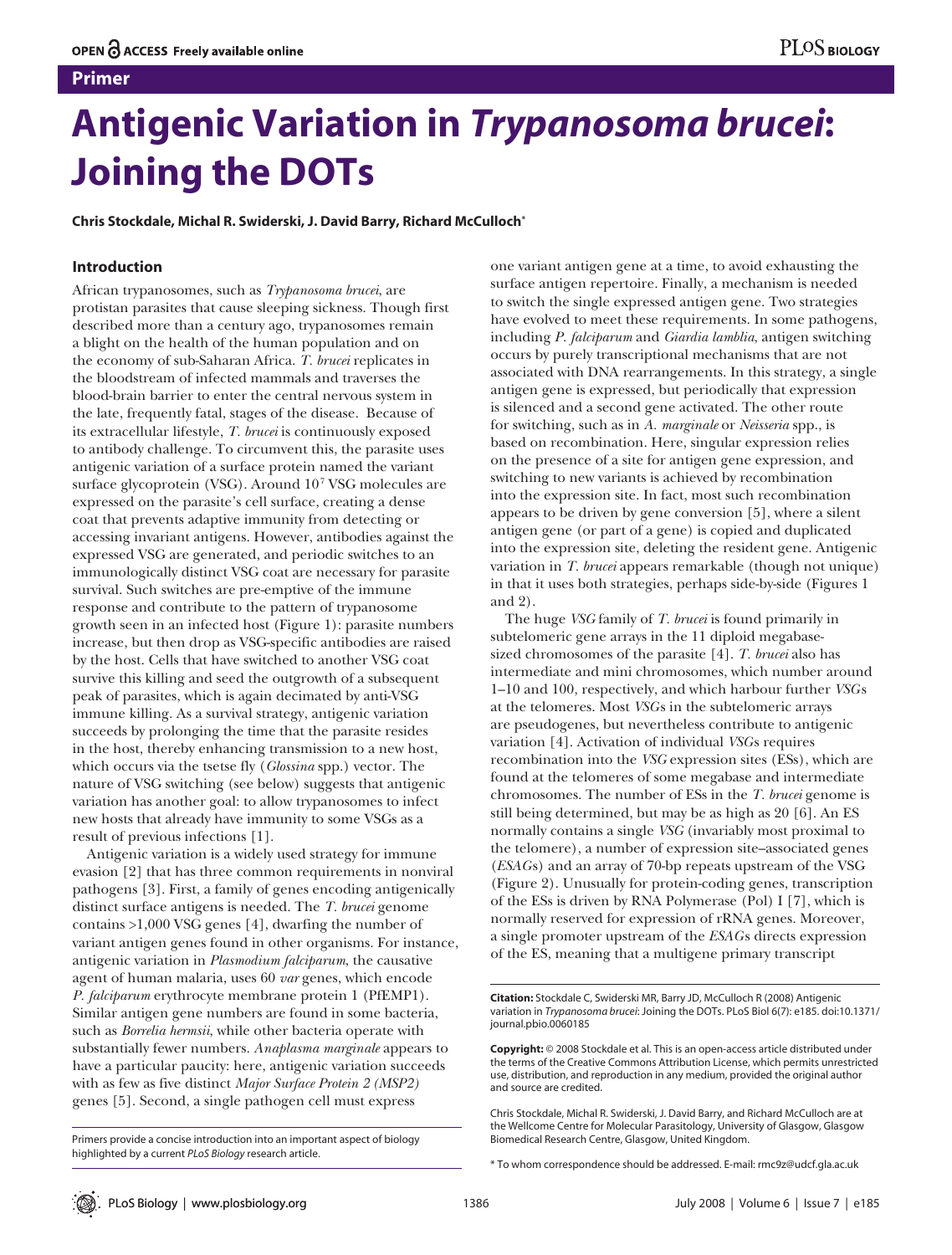Primer

# Antigenic Variation in *Trypanosoma brucei*: Joining the DOTs

**Chris Stockdale, Michal R. Swiderski, J. David Barry, Richard McCulloch***

## Introduction

African trypanosomes, such as *Trypanosoma brucei*, are protistan parasites that cause sleeping sickness. Though first described more than a century ago, trypanosomes remain a blight on the health of the human population and on the economy of sub-Saharan Africa. *T. brucei* replicates in the bloodstream of infected mammals and traverses the blood-brain barrier to enter the central nervous system in the late, frequently fatal, stages of the disease. Because of its extracellular lifestyle, *T. brucei* is continuously exposed to antibody challenge. To circumvent this, the parasite uses antigenic variation of a surface protein named the variant surface glycoprotein (VSG). Around $10^7$ VSG molecules are expressed on the parasite's cell surface, creating a dense coat that prevents adaptive immunity from detecting or accessing invariant antigens. However, antibodies against the expressed VSG are generated, and periodic switches to an immunologically distinct VSG coat are necessary for parasite survival. Such switches are pre-emptive of the immune response and contribute to the pattern of trypanosome growth seen in an infected host (Figure 1): parasite numbers increase, but then drop as VSG-specific antibodies are raised by the host. Cells that have switched to another VSG coat survive this killing and seed the outgrowth of a subsequent peak of parasites, which is again decimated by anti-VSG immune killing. As a survival strategy, antigenic variation succeeds by prolonging the time that the parasite resides in the host, thereby enhancing transmission to a new host, which occurs via the tsetse fly (*Glossina* spp.) vector. The nature of VSG switching (see below) suggests that antigenic variation has another goal: to allow trypanosomes to infect new hosts that already have immunity to some VSGs as a result of previous infections [1].

Antigenic variation is a widely used strategy for immune evasion [2] that has three common requirements in nonviral pathogens [3]. First, a family of genes encoding antigenically distinct surface antigens is needed. The *T. brucei* genome contains >1,000 VSG genes [4], dwarfing the number of variant antigen genes found in other organisms. For instance, antigenic variation in *Plasmodium falciparum*, the causative agent of human malaria, uses 60 *var* genes, which encode *P. falciparum* erythrocyte membrane protein 1 (PfEMP1). Similar antigen gene numbers are found in some bacteria, such as *Borrelia hermsii*, while other bacteria operate with substantially fewer numbers. *Anaplasma marginale* appears to have a particular paucity: here, antigenic variation succeeds with as few as five distinct *Major Surface Protein 2 (MSP2)* genes [5]. Second, a single pathogen cell must express one variant antigen gene at a time, to avoid exhausting the surface antigen repertoire. Finally, a mechanism is needed to switch the single expressed antigen gene. Two strategies have evolved to meet these requirements. In some pathogens, including *P. falciparum* and *Giardia lamblia*, antigen switching occurs by purely transcriptional mechanisms that are not associated with DNA rearrangements. In this strategy, a single antigen gene is expressed, but periodically that expression is silenced and a second gene activated. The other route for switching, such as in *A. marginale* or *Neisseria* spp., is based on recombination. Here, singular expression relies on the presence of a site for antigen gene expression, and switching to new variants is achieved by recombination into the expression site. In fact, most such recombination appears to be driven by gene conversion [5], where a silent antigen gene (or part of a gene) is copied and duplicated into the expression site, deleting the resident gene. Antigenic variation in *T. brucei* appears remarkable (though not unique) in that it uses both strategies, perhaps side-by-side (Figures 1 and 2).

The huge *VSG* family of *T. brucei* is found primarily in subtelomeric gene arrays in the 11 diploid megabase-sized chromosomes of the parasite [4]. *T. brucei* also has intermediate and mini chromosomes, which number around 1–10 and 100, respectively, and which harbour further *VSG*s at the telomeres. Most *VSG*s in the subtelomeric arrays are pseudogenes, but nevertheless contribute to antigenic variation [4]. Activation of individual *VSG*s requires recombination into the *VSG* expression sites (ESs), which are found at the telomeres of some megabase and intermediate chromosomes. The number of ESs in the *T. brucei* genome is still being determined, but may be as high as 20 [6]. An ES normally contains a single *VSG* (invariably most proximal to the telomere), a number of expression site–associated genes (*ESAG*s) and an array of 70-bp repeats upstream of the VSG (Figure 2). Unusually for protein-coding genes, transcription of the ESs is driven by RNA Polymerase (Pol) I [7], which is normally reserved for expression of rRNA genes. Moreover, a single promoter upstream of the *ESAG*s directs expression of the ES, meaning that a multigene primary transcript

Primers provide a concise introduction into an important aspect of biology highlighted by a current *PLoS Biology* research article.

**Citation:** Stockdale C, Swiderski MR, Barry JD, McCulloch R (2008) Antigenic variation in *Trypanosoma brucei*: Joining the DOTs. PLoS Biol 6(7): e185. doi:10.1371/journal.pbio.0060185

**Copyright:** © 2008 Stockdale et al. This is an open-access article distributed under the terms of the Creative Commons Attribution License, which permits unrestricted use, distribution, and reproduction in any medium, provided the original author and source are credited.

Chris Stockdale, Michal R. Swiderski, J. David Barry, and Richard McCulloch are at the Wellcome Centre for Molecular Parasitology, University of Glasgow, Glasgow Biomedical Research Centre, Glasgow, United Kingdom.

* To whom correspondence should be addressed. E-mail: rmc9z@udcf.gla.ac.uk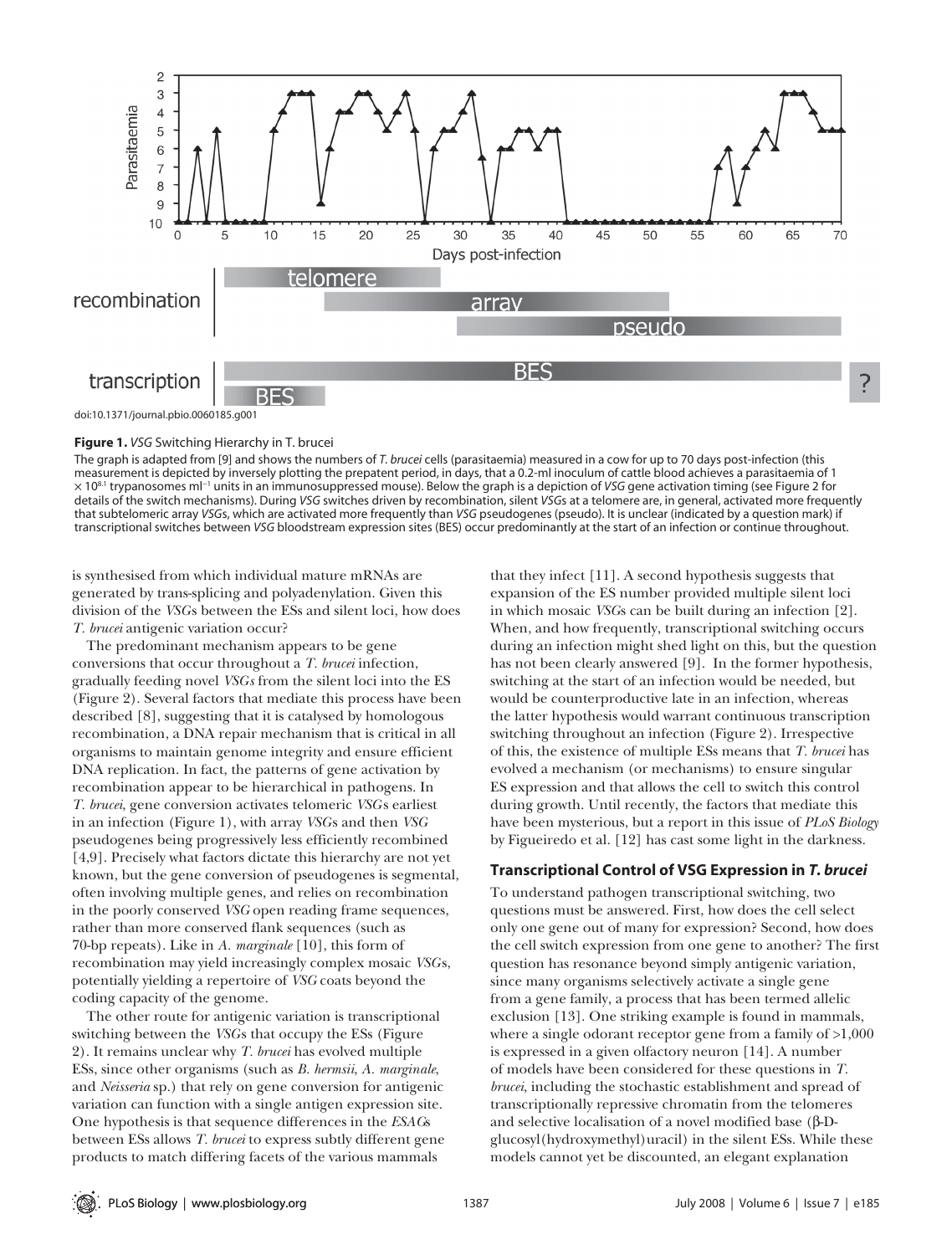doi:10.1371/journal.pbio.0060185.g001

**Figure 1.** *VSG* Switching Hierarchy in T. brucei

The graph is adapted from [9] and shows the numbers of *T. brucei* cells (parasitaemia) measured in a cow for up to 70 days post-infection (this measurement is depicted by inversely plotting the prepatent period, in days, that a 0.2-ml inoculum of cattle blood achieves a parasitaemia of 1 × $10^{8.1}$ trypanosomes $ml^{-1}$ units in an immunosuppressed mouse). Below the graph is a depiction of *VSG* gene activation timing (see Figure 2 for details of the switch mechanisms). During *VSG* switches driven by recombination, silent *VSG*s at a telomere are, in general, activated more frequently that subtelomeric array *VSG*s, which are activated more frequently than *VSG* pseudogenes (pseudo). It is unclear (indicated by a question mark) if transcriptional switches between *VSG* bloodstream expression sites (BES) occur predominantly at the start of an infection or continue throughout.

is synthesised from which individual mature mRNAs are generated by trans-splicing and polyadenylation. Given this division of the *VSG*s between the ESs and silent loci, how does *T. brucei* antigenic variation occur?

The predominant mechanism appears to be gene conversions that occur throughout a *T. brucei* infection, gradually feeding novel *VSGs* from the silent loci into the ES (Figure 2). Several factors that mediate this process have been described [8], suggesting that it is catalysed by homologous recombination, a DNA repair mechanism that is critical in all organisms to maintain genome integrity and ensure efficient DNA replication. In fact, the patterns of gene activation by recombination appear to be hierarchical in pathogens. In *T. brucei*, gene conversion activates telomeric *VSG*s earliest in an infection (Figure 1), with array *VSG*s and then *VSG* pseudogenes being progressively less efficiently recombined [4,9]. Precisely what factors dictate this hierarchy are not yet known, but the gene conversion of pseudogenes is segmental, often involving multiple genes, and relies on recombination in the poorly conserved *VSG* open reading frame sequences, rather than more conserved flank sequences (such as 70-bp repeats). Like in *A. marginale* [10], this form of recombination may yield increasingly complex mosaic *VSG*s, potentially yielding a repertoire of *VSG* coats beyond the coding capacity of the genome.

The other route for antigenic variation is transcriptional switching between the *VSG*s that occupy the ESs (Figure 2). It remains unclear why *T. brucei* has evolved multiple ESs, since other organisms (such as *B. hermsii*, *A. marginale*, and *Neisseria* sp.) that rely on gene conversion for antigenic variation can function with a single antigen expression site. One hypothesis is that sequence differences in the *ESAG*s between ESs allows *T. brucei* to express subtly different gene products to match differing facets of the various mammals that they infect [11]. A second hypothesis suggests that expansion of the ES number provided multiple silent loci in which mosaic *VSG*s can be built during an infection [2]. When, and how frequently, transcriptional switching occurs during an infection might shed light on this, but the question has not been clearly answered [9]. In the former hypothesis, switching at the start of an infection would be needed, but would be counterproductive late in an infection, whereas the latter hypothesis would warrant continuous transcription switching throughout an infection (Figure 2). Irrespective of this, the existence of multiple ESs means that *T. brucei* has evolved a mechanism (or mechanisms) to ensure singular ES expression and that allows the cell to switch this control during growth. Until recently, the factors that mediate this have been mysterious, but a report in this issue of *PLoS Biology* by Figueiredo et al. [12] has cast some light in the darkness.

## Transcriptional Control of VSG Expression in *T. brucei*

To understand pathogen transcriptional switching, two questions must be answered. First, how does the cell select only one gene out of many for expression? Second, how does the cell switch expression from one gene to another? The first question has resonance beyond simply antigenic variation, since many organisms selectively activate a single gene from a gene family, a process that has been termed allelic exclusion [13]. One striking example is found in mammals, where a single odorant receptor gene from a family of >1,000 is expressed in a given olfactory neuron [14]. A number of models have been considered for these questions in *T. brucei*, including the stochastic establishment and spread of transcriptionally repressive chromatin from the telomeres and selective localisation of a novel modified base (β-D-glucosyl(hydroxymethyl)uracil) in the silent ESs. While these models cannot yet be discounted, an elegant explanation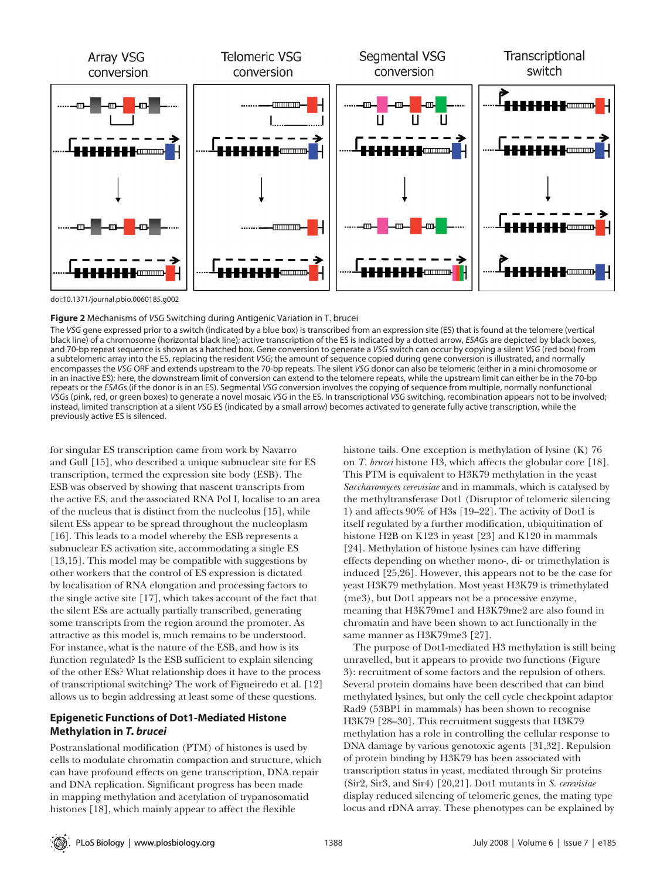**Figure 2** Mechanisms of *VSG* Switching during Antigenic Variation in T. brucei

The *VSG* gene expressed prior to a switch (indicated by a blue box) is transcribed from an expression site (ES) that is found at the telomere (vertical black line) of a chromosome (horizontal black line); active transcription of the ES is indicated by a dotted arrow, *ESAG*s are depicted by black boxes, and 70-bp repeat sequence is shown as a hatched box. Gene conversion to generate a *VSG* switch can occur by copying a silent *VSG* (red box) from a subtelomeric array into the ES, replacing the resident *VSG*; the amount of sequence copied during gene conversion is illustrated, and normally encompasses the *VSG* ORF and extends upstream to the 70-bp repeats. The silent *VSG* donor can also be telomeric (either in a mini chromosome or in an inactive ES); here, the downstream limit of conversion can extend to the telomere repeats, while the upstream limit can either be in the 70-bp repeats or the *ESAG*s (if the donor is in an ES). Segmental *VSG* conversion involves the copying of sequence from multiple, normally nonfunctional *VSG*s (pink, red, or green boxes) to generate a novel mosaic *VSG* in the ES. In transcriptional *VSG* switching, recombination appears not to be involved; instead, limited transcription at a silent *VSG* ES (indicated by a small arrow) becomes activated to generate fully active transcription, while the previously active ES is silenced.

doi:10.1371/journal.pbio.0060185.g002

for singular ES transcription came from work by Navarro and Gull [15], who described a unique subnuclear site for ES transcription, termed the expression site body (ESB). The ESB was observed by showing that nascent transcripts from the active ES, and the associated RNA Pol I, localise to an area of the nucleus that is distinct from the nucleolus [15], while silent ESs appear to be spread throughout the nucleoplasm [16]. This leads to a model whereby the ESB represents a subnuclear ES activation site, accommodating a single ES [13,15]. This model may be compatible with suggestions by other workers that the control of ES expression is dictated by localisation of RNA elongation and processing factors to the single active site [17], which takes account of the fact that the silent ESs are actually partially transcribed, generating some transcripts from the region around the promoter. As attractive as this model is, much remains to be understood. For instance, what is the nature of the ESB, and how is its function regulated? Is the ESB sufficient to explain silencing of the other ESs? What relationship does it have to the process of transcriptional switching? The work of Figueiredo et al. [12] allows us to begin addressing at least some of these questions.

## Epigenetic Functions of Dot1-Mediated Histone Methylation in *T. brucei*

Postranslational modification (PTM) of histones is used by cells to modulate chromatin compaction and structure, which can have profound effects on gene transcription, DNA repair and DNA replication. Significant progress has been made in mapping methylation and acetylation of trypanosomatid histones [18], which mainly appear to affect the flexible histone tails. One exception is methylation of lysine (K) 76 on *T. brucei* histone H3, which affects the globular core [18]. This PTM is equivalent to H3K79 methylation in the yeast *Saccharomyces cerevisiae* and in mammals, which is catalysed by the methyltransferase Dot1 (Disruptor of telomeric silencing 1) and affects 90% of H3s [19–22]. The activity of Dot1 is itself regulated by a further modification, ubiquitination of histone H2B on K123 in yeast [23] and K120 in mammals [24]. Methylation of histone lysines can have differing effects depending on whether mono-, di- or trimethylation is induced [25,26]. However, this appears not to be the case for yeast H3K79 methylation. Most yeast H3K79 is trimethylated (me3), but Dot1 appears not be a processive enzyme, meaning that H3K79me1 and H3K79me2 are also found in chromatin and have been shown to act functionally in the same manner as H3K79me3 [27].

The purpose of Dot1-mediated H3 methylation is still being unravelled, but it appears to provide two functions (Figure 3): recruitment of some factors and the repulsion of others. Several protein domains have been described that can bind methylated lysines, but only the cell cycle checkpoint adaptor Rad9 (53BP1 in mammals) has been shown to recognise H3K79 [28–30]. This recruitment suggests that H3K79 methylation has a role in controlling the cellular response to DNA damage by various genotoxic agents [31,32]. Repulsion of protein binding by H3K79 has been associated with transcription status in yeast, mediated through Sir proteins (Sir2, Sir3, and Sir4) [20,21]. Dot1 mutants in *S. cerevisiae* display reduced silencing of telomeric genes, the mating type locus and rDNA array. These phenotypes can be explained by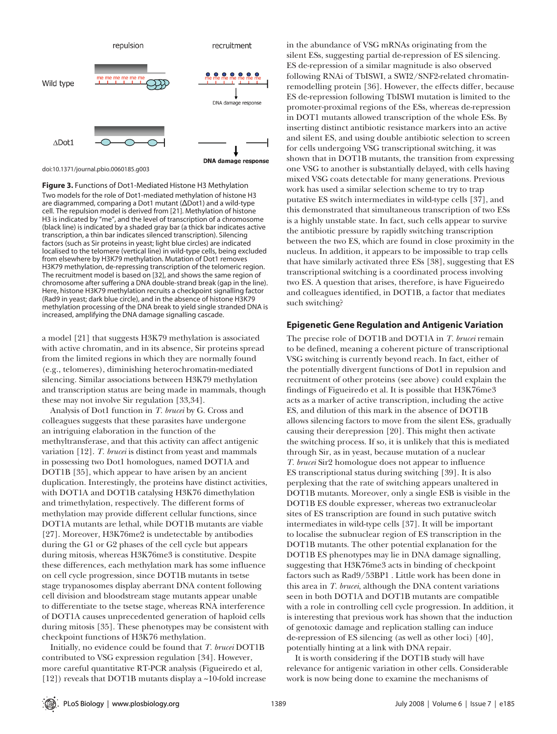doi:10.1371/journal.pbio.0060185.g003

**Figure 3.** Functions of Dot1-Mediated Histone H3 Methylation

Two models for the role of Dot1-mediated methylation of histone H3 are diagrammed, comparing a Dot1 mutant (ΔDot1) and a wild-type cell. The repulsion model is derived from [21]. Methylation of histone H3 is indicated by "me", and the level of transcription of a chromosome (black line) is indicated by a shaded gray bar (a thick bar indicates active transcription, a thin bar indicates silenced transcription). Silencing factors (such as Sir proteins in yeast; light blue circles) are indicated localised to the telomere (vertical line) in wild-type cells, being excluded from elsewhere by H3K79 methylation. Mutation of Dot1 removes H3K79 methylation, de-repressing transcription of the telomeric region. The recruitment model is based on [32], and shows the same region of chromosome after suffering a DNA double-strand break (gap in the line). Here, histone H3K79 methylation recruits a checkpoint signalling factor (Rad9 in yeast; dark blue circle), and in the absence of histone H3K79 methylation processing of the DNA break to yield single stranded DNA is increased, amplifying the DNA damage signalling cascade.

a model [21] that suggests H3K79 methylation is associated with active chromatin, and in its absence, Sir proteins spread from the limited regions in which they are normally found (e.g., telomeres), diminishing heterochromatin-mediated silencing. Similar associations between H3K79 methylation and transcription status are being made in mammals, though these may not involve Sir regulation [33,34].

Analysis of Dot1 function in *T. brucei* by G. Cross and colleagues suggests that these parasites have undergone an intriguing elaboration in the function of the methyltransferase, and that this activity can affect antigenic variation [12]. *T. brucei* is distinct from yeast and mammals in possessing two Dot1 homologues, named DOT1A and DOT1B [35], which appear to have arisen by an ancient duplication. Interestingly, the proteins have distinct activities, with DOT1A and DOT1B catalysing H3K76 dimethylation and trimethylation, respectively. The different forms of methylation may provide different cellular functions, since DOT1A mutants are lethal, while DOT1B mutants are viable [27]. Moreover, H3K76me2 is undetectable by antibodies during the G1 or G2 phases of the cell cycle but appears during mitosis, whereas H3K76me3 is constitutive. Despite these differences, each methylation mark has some influence on cell cycle progression, since DOT1B mutants in tsetse stage trypanosomes display aberrant DNA content following cell division and bloodstream stage mutants appear unable to differentiate to the tsetse stage, whereas RNA interference of DOT1A causes unprecedented generation of haploid cells during mitosis [35]. These phenotypes may be consistent with checkpoint functions of H3K76 methylation.

Initially, no evidence could be found that *T. brucei* DOT1B contributed to VSG expression regulation [34]. However, more careful quantitative RT-PCR analysis (Figueiredo et al, [12]) reveals that DOT1B mutants display a ~10-fold increase in the abundance of VSG mRNAs originating from the silent ESs, suggesting partial de-repression of ES silencing. ES de-repression of a similar magnitude is also observed following RNAi of TbISWI, a SWI2/SNF2-related chromatin-remodelling protein [36]. However, the effects differ, because ES de-repression following TbISWI mutation is limited to the promoter-proximal regions of the ESs, whereas de-repression in DOT1 mutants allowed transcription of the whole ESs. By inserting distinct antibiotic resistance markers into an active and silent ES, and using double antibiotic selection to screen for cells undergoing VSG transcriptional switching, it was shown that in DOT1B mutants, the transition from expressing one VSG to another is substantially delayed, with cells having mixed VSG coats detectable for many generations. Previous work has used a similar selection scheme to try to trap putative ES switch intermediates in wild-type cells [37], and this demonstrated that simultaneous transcription of two ESs is a highly unstable state. In fact, such cells appear to survive the antibiotic pressure by rapidly switching transcription between the two ES, which are found in close proximity in the nucleus. In addition, it appears to be impossible to trap cells that have similarly activated three ESs [38], suggesting that ES transcriptional switching is a coordinated process involving two ES. A question that arises, therefore, is have Figueiredo and colleagues identified, in DOT1B, a factor that mediates such switching?

## Epigenetic Gene Regulation and Antigenic Variation

The precise role of DOT1B and DOT1A in *T. brucei* remain to be defined, meaning a coherent picture of transcriptional VSG switching is currently beyond reach. In fact, either of the potentially divergent functions of Dot1 in repulsion and recruitment of other proteins (see above) could explain the findings of Figueiredo et al. It is possible that H3K76me3 acts as a marker of active transcription, including the active ES, and dilution of this mark in the absence of DOT1B allows silencing factors to move from the silent ESs, gradually causing their derepression [20]. This might then activate the switching process. If so, it is unlikely that this is mediated through Sir, as in yeast, because mutation of a nuclear *T. brucei* Sir2 homologue does not appear to influence ES transcriptional status during switching [39]. It is also perplexing that the rate of switching appears unaltered in DOT1B mutants. Moreover, only a single ESB is visible in the DOT1B ES double expresser, whereas two extranucleolar sites of ES transcription are found in such putative switch intermediates in wild-type cells [37]. It will be important to localise the subnuclear region of ES transcription in the DOT1B mutants. The other potential explanation for the DOT1B ES phenotypes may lie in DNA damage signalling, suggesting that H3K76me3 acts in binding of checkpoint factors such as Rad9/53BP1 . Little work has been done in this area in *T. brucei*, although the DNA content variations seen in both DOT1A and DOT1B mutants are compatible with a role in controlling cell cycle progression. In addition, it is interesting that previous work has shown that the induction of genotoxic damage and replication stalling can induce de-repression of ES silencing (as well as other loci) [40], potentially hinting at a link with DNA repair.

It is worth considering if the DOT1B study will have relevance for antigenic variation in other cells. Considerable work is now being done to examine the mechanisms of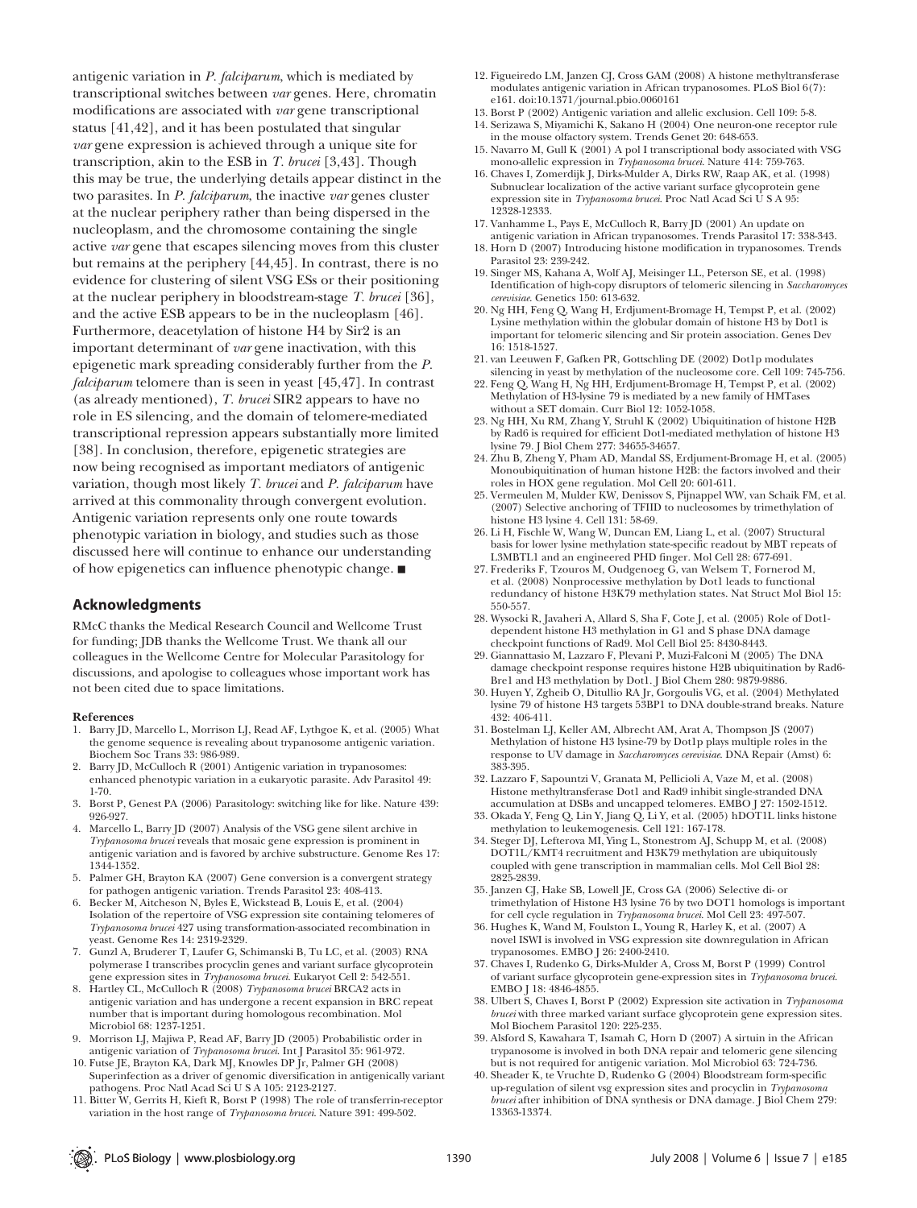antigenic variation in *P. falciparum*, which is mediated by transcriptional switches between *var* genes. Here, chromatin modifications are associated with *var* gene transcriptional status [41,42], and it has been postulated that singular *var* gene expression is achieved through a unique site for transcription, akin to the ESB in *T. brucei* [3,43]. Though this may be true, the underlying details appear distinct in the two parasites. In *P. falciparum*, the inactive *var* genes cluster at the nuclear periphery rather than being dispersed in the nucleoplasm, and the chromosome containing the single active *var* gene that escapes silencing moves from this cluster but remains at the periphery [44,45]. In contrast, there is no evidence for clustering of silent VSG ESs or their positioning at the nuclear periphery in bloodstream-stage *T. brucei* [36], and the active ESB appears to be in the nucleoplasm [46]. Furthermore, deacetylation of histone H4 by Sir2 is an important determinant of *var* gene inactivation, with this epigenetic mark spreading considerably further from the *P. falciparum* telomere than is seen in yeast [45,47]. In contrast (as already mentioned), *T. brucei* SIR2 appears to have no role in ES silencing, and the domain of telomere-mediated transcriptional repression appears substantially more limited [38]. In conclusion, therefore, epigenetic strategies are now being recognised as important mediators of antigenic variation, though most likely *T. brucei* and *P. falciparum* have arrived at this commonality through convergent evolution. Antigenic variation represents only one route towards phenotypic variation in biology, and studies such as those discussed here will continue to enhance our understanding of how epigenetics can influence phenotypic change. ■

## Acknowledgments

RMcC thanks the Medical Research Council and Wellcome Trust for funding; JDB thanks the Wellcome Trust. We thank all our colleagues in the Wellcome Centre for Molecular Parasitology for discussions, and apologise to colleagues whose important work has not been cited due to space limitations.

### References

1. Barry JD, Marcello L, Morrison LJ, Read AF, Lythgoe K, et al. (2005) What the genome sequence is revealing about trypanosome antigenic variation. Biochem Soc Trans 33: 986-989.
2. Barry JD, McCulloch R (2001) Antigenic variation in trypanosomes: enhanced phenotypic variation in a eukaryotic parasite. Adv Parasitol 49: 1-70.
3. Borst P, Genest PA (2006) Parasitology: switching like for like. Nature 439: 926-927.
4. Marcello L, Barry JD (2007) Analysis of the VSG gene silent archive in *Trypanosoma brucei* reveals that mosaic gene expression is prominent in antigenic variation and is favored by archive substructure. Genome Res 17: 1344-1352.
5. Palmer GH, Brayton KA (2007) Gene conversion is a convergent strategy for pathogen antigenic variation. Trends Parasitol 23: 408-413.
6. Becker M, Aitcheson N, Byles E, Wickstead B, Louis E, et al. (2004) Isolation of the repertoire of VSG expression site containing telomeres of *Trypanosoma brucei* 427 using transformation-associated recombination in yeast. Genome Res 14: 2319-2329.
7. Gunzl A, Bruderer T, Laufer G, Schimanski B, Tu LC, et al. (2003) RNA polymerase I transcribes procyclin genes and variant surface glycoprotein gene expression sites in *Trypanosoma brucei*. Eukaryot Cell 2: 542-551.
8. Hartley CL, McCulloch R (2008) *Trypanosoma brucei* BRCA2 acts in antigenic variation and has undergone a recent expansion in BRC repeat number that is important during homologous recombination. Mol Microbiol 68: 1237-1251.
9. Morrison LJ, Majiwa P, Read AF, Barry JD (2005) Probabilistic order in antigenic variation of *Trypanosoma brucei*. Int J Parasitol 35: 961-972.
10. Futse JE, Brayton KA, Dark MJ, Knowles DP Jr, Palmer GH (2008) Superinfection as a driver of genomic diversification in antigenically variant pathogens. Proc Natl Acad Sci U S A 105: 2123-2127.
11. Bitter W, Gerrits H, Kieft R, Borst P (1998) The role of transferrin-receptor variation in the host range of *Trypanosoma brucei*. Nature 391: 499-502.
12. Figueiredo LM, Janzen CJ, Cross GAM (2008) A histone methyltransferase modulates antigenic variation in African trypanosomes. PLoS Biol 6(7): e161. doi:10.1371/journal.pbio.0060161
13. Borst P (2002) Antigenic variation and allelic exclusion. Cell 109: 5-8.
14. Serizawa S, Miyamichi K, Sakano H (2004) One neuron-one receptor rule in the mouse olfactory system. Trends Genet 20: 648-653.
15. Navarro M, Gull K (2001) A pol I transcriptional body associated with VSG mono-allelic expression in *Trypanosoma brucei*. Nature 414: 759-763.
16. Chaves I, Zomerdijk J, Dirks-Mulder A, Dirks RW, Raap AK, et al. (1998) Subnuclear localization of the active variant surface glycoprotein gene expression site in *Trypanosoma brucei*. Proc Natl Acad Sci U S A 95: 12328-12333.
17. Vanhamme L, Pays E, McCulloch R, Barry JD (2001) An update on antigenic variation in African trypanosomes. Trends Parasitol 17: 338-343.
18. Horn D (2007) Introducing histone modification in trypanosomes. Trends Parasitol 23: 239-242.
19. Singer MS, Kahana A, Wolf AJ, Meisinger LL, Peterson SE, et al. (1998) Identification of high-copy disruptors of telomeric silencing in *Saccharomyces cerevisiae*. Genetics 150: 613-632.
20. Ng HH, Feng Q, Wang H, Erdjument-Bromage H, Tempst P, et al. (2002) Lysine methylation within the globular domain of histone H3 by Dot1 is important for telomeric silencing and Sir protein association. Genes Dev 16: 1518-1527.
21. van Leeuwen F, Gafken PR, Gottschling DE (2002) Dot1p modulates silencing in yeast by methylation of the nucleosome core. Cell 109: 745-756.
22. Feng Q, Wang H, Ng HH, Erdjument-Bromage H, Tempst P, et al. (2002) Methylation of H3-lysine 79 is mediated by a new family of HMTases without a SET domain. Curr Biol 12: 1052-1058.
23. Ng HH, Xu RM, Zhang Y, Struhl K (2002) Ubiquitination of histone H2B by Rad6 is required for efficient Dot1-mediated methylation of histone H3 lysine 79. J Biol Chem 277: 34655-34657.
24. Zhu B, Zheng Y, Pham AD, Mandal SS, Erdjument-Bromage H, et al. (2005) Monoubiquitination of human histone H2B: the factors involved and their roles in HOX gene regulation. Mol Cell 20: 601-611.
25. Vermeulen M, Mulder KW, Denissov S, Pijnappel WW, van Schaik FM, et al. (2007) Selective anchoring of TFIID to nucleosomes by trimethylation of histone H3 lysine 4. Cell 131: 58-69.
26. Li H, Fischle W, Wang W, Duncan EM, Liang L, et al. (2007) Structural basis for lower lysine methylation state-specific readout by MBT repeats of L3MBTL1 and an engineered PHD finger. Mol Cell 28: 677-691.
27. Frederiks F, Tzouros M, Oudgenoeg G, van Welsem T, Fornerod M, et al. (2008) Nonprocessive methylation by Dot1 leads to functional redundancy of histone H3K79 methylation states. Nat Struct Mol Biol 15: 550-557.
28. Wysocki R, Javaheri A, Allard S, Sha F, Cote J, et al. (2005) Role of Dot1-dependent histone H3 methylation in G1 and S phase DNA damage checkpoint functions of Rad9. Mol Cell Biol 25: 8430-8443.
29. Giannattasio M, Lazzaro F, Plevani P, Muzi-Falconi M (2005) The DNA damage checkpoint response requires histone H2B ubiquitination by Rad6-Bre1 and H3 methylation by Dot1. J Biol Chem 280: 9879-9886.
30. Huyen Y, Zgheib O, Ditullio RA Jr, Gorgoulis VG, et al. (2004) Methylated lysine 79 of histone H3 targets 53BP1 to DNA double-strand breaks. Nature 432: 406-411.
31. Bostelman LJ, Keller AM, Albrecht AM, Arat A, Thompson JS (2007) Methylation of histone H3 lysine-79 by Dot1p plays multiple roles in the response to UV damage in *Saccharomyces cerevisiae*. DNA Repair (Amst) 6: 383-395.
32. Lazzaro F, Sapountzi V, Granata M, Pellicioli A, Vaze M, et al. (2008) Histone methyltransferase Dot1 and Rad9 inhibit single-stranded DNA accumulation at DSBs and uncapped telomeres. EMBO J 27: 1502-1512.
33. Okada Y, Feng Q, Lin Y, Jiang Q, Li Y, et al. (2005) hDOT1L links histone methylation to leukemogenesis. Cell 121: 167-178.
34. Steger DJ, Lefterova MI, Ying L, Stonestrom AJ, Schupp M, et al. (2008) DOT1L/KMT4 recruitment and H3K79 methylation are ubiquitously coupled with gene transcription in mammalian cells. Mol Cell Biol 28: 2825-2839.
35. Janzen CJ, Hake SB, Lowell JE, Cross GA (2006) Selective di- or trimethylation of Histone H3 lysine 76 by two DOT1 homologs is important for cell cycle regulation in *Trypanosoma brucei*. Mol Cell 23: 497-507.
36. Hughes K, Wand M, Foulston L, Young R, Harley K, et al. (2007) A novel ISWI is involved in VSG expression site downregulation in African trypanosomes. EMBO J 26: 2400-2410.
37. Chaves I, Rudenko G, Dirks-Mulder A, Cross M, Borst P (1999) Control of variant surface glycoprotein gene-expression sites in *Trypanosoma brucei*. EMBO J 18: 4846-4855.
38. Ulbert S, Chaves I, Borst P (2002) Expression site activation in *Trypanosoma brucei* with three marked variant surface glycoprotein gene expression sites. Mol Biochem Parasitol 120: 225-235.
39. Alsford S, Kawahara T, Isamah C, Horn D (2007) A sirtuin in the African trypanosome is involved in both DNA repair and telomeric gene silencing but is not required for antigenic variation. Mol Microbiol 63: 724-736.
40. Sheader K, te Vruchte D, Rudenko G (2004) Bloodstream form-specific up-regulation of silent vsg expression sites and procyclin in *Trypanosoma brucei* after inhibition of DNA synthesis or DNA damage. J Biol Chem 279: 13363-13374.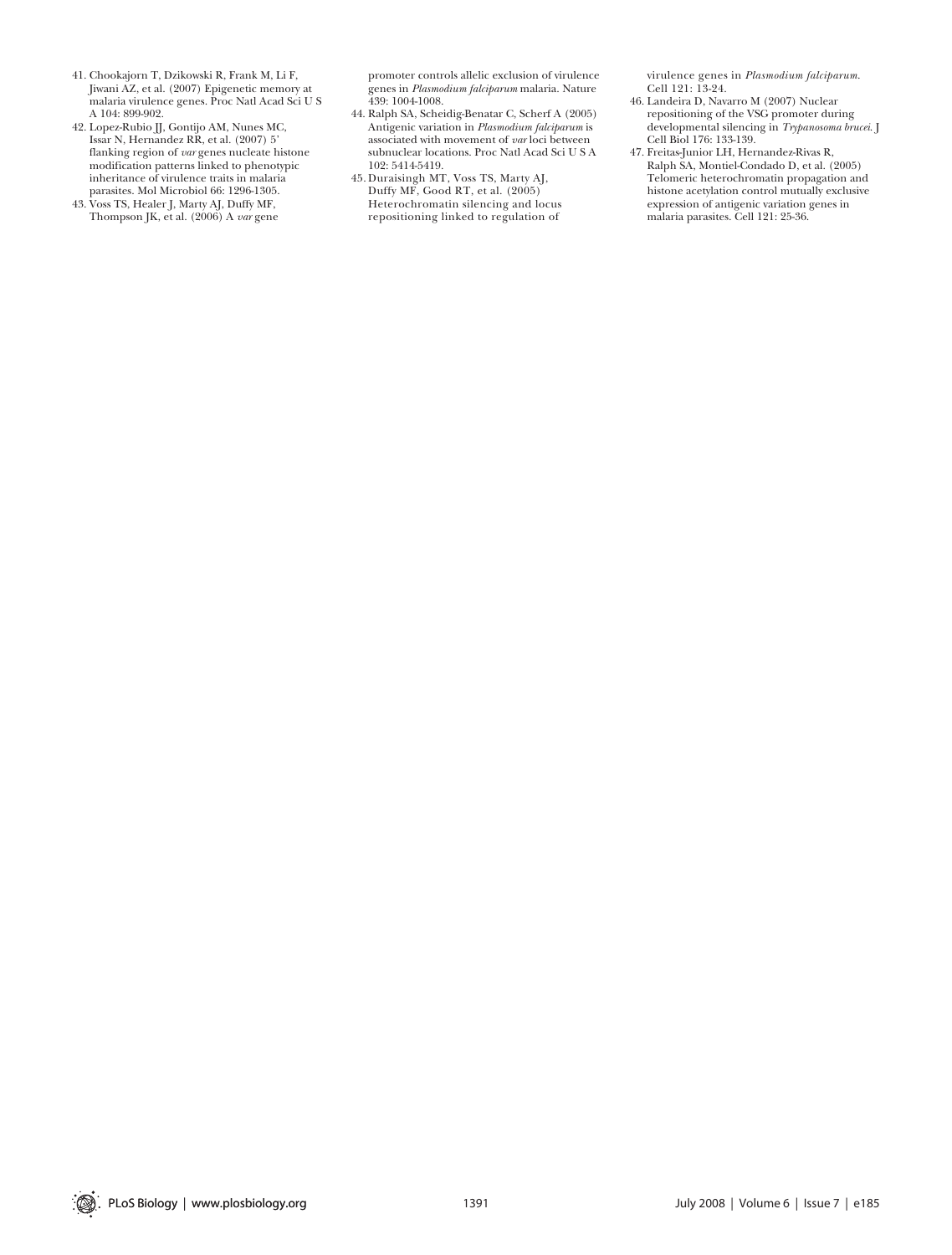41. Chookajorn T, Dzikowski R, Frank M, Li F, Jiwani AZ, et al. (2007) Epigenetic memory at malaria virulence genes. Proc Natl Acad Sci U S A 104: 899-902.
42. Lopez-Rubio JJ, Gontijo AM, Nunes MC, Issar N, Hernandez RR, et al. (2007) 5' flanking region of *var* genes nucleate histone modification patterns linked to phenotypic inheritance of virulence traits in malaria parasites. Mol Microbiol 66: 1296-1305.
43. Voss TS, Healer J, Marty AJ, Duffy MF, Thompson JK, et al. (2006) A *var* gene promoter controls allelic exclusion of virulence genes in *Plasmodium falciparum* malaria. Nature 439: 1004-1008.
44. Ralph SA, Scheidig-Benatar C, Scherf A (2005) Antigenic variation in *Plasmodium falciparum* is associated with movement of *var* loci between subnuclear locations. Proc Natl Acad Sci U S A 102: 5414-5419.
45. Duraisingh MT, Voss TS, Marty AJ, Duffy MF, Good RT, et al. (2005) Heterochromatin silencing and locus repositioning linked to regulation of virulence genes in *Plasmodium falciparum*. Cell 121: 13-24.
46. Landeira D, Navarro M (2007) Nuclear repositioning of the VSG promoter during developmental silencing in *Trypanosoma brucei*. J Cell Biol 176: 133-139.
47. Freitas-Junior LH, Hernandez-Rivas R, Ralph SA, Montiel-Condado D, et al. (2005) Telomeric heterochromatin propagation and histone acetylation control mutually exclusive expression of antigenic variation genes in malaria parasites. Cell 121: 25-36.